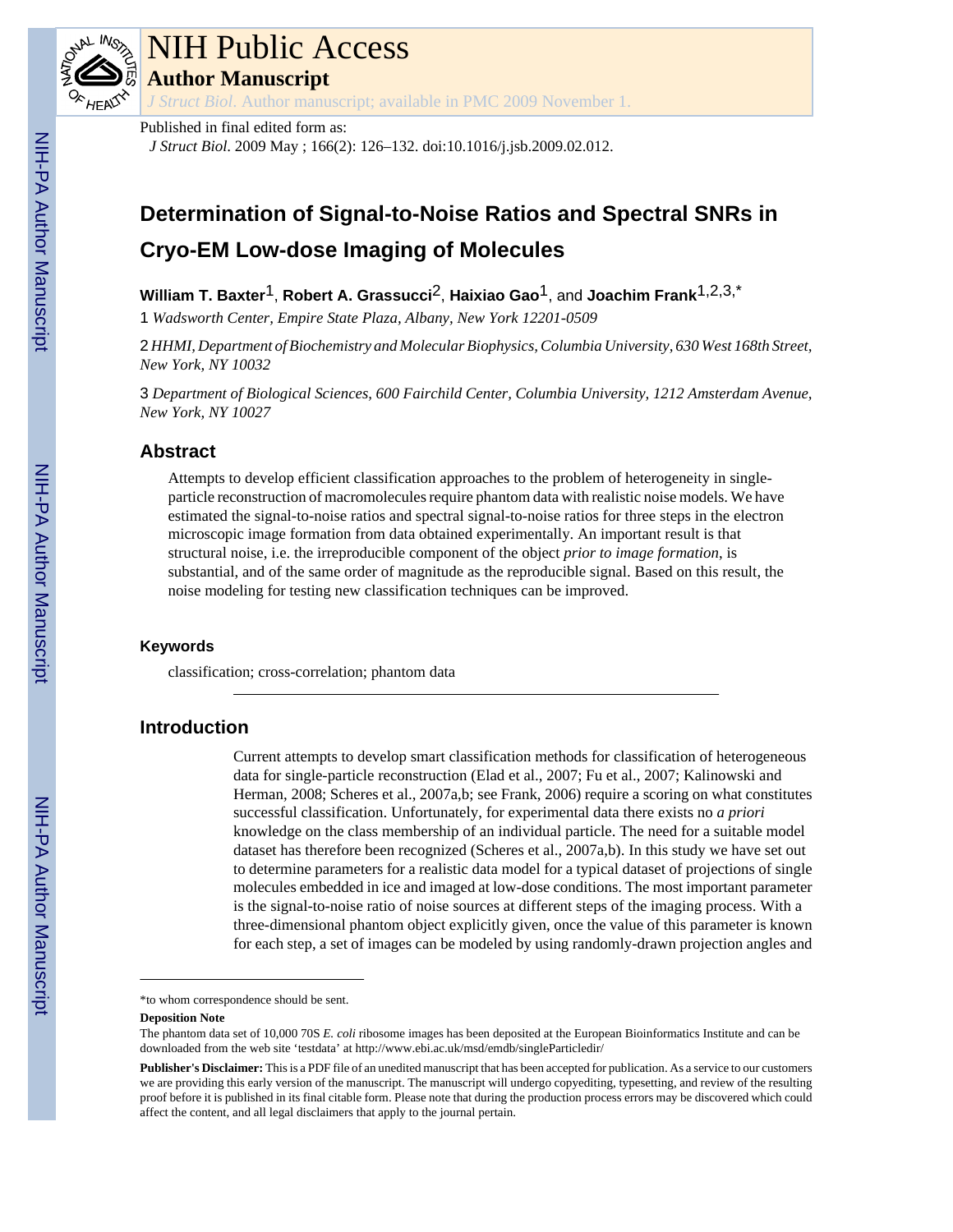# NIH Public Access

## Author Manuscript

*J Struct Biol*. Author manuscript; available in PMC 2009 November 1.

Published in final edited form as:

*J Struct Biol*. 2009 May ; 166(2): 126–132. doi:10.1016/j.jsb.2009.02.012.

# Determination of Signal-to-Noise Ratios and Spectral SNRs in Cryo-EM Low-dose Imaging of Molecules

**William T. Baxter**[1], **Robert A. Grassucci**[2], **Haixiao Gao**[1], and **Joachim Frank**[1,2,3,*]

1 *Wadsworth Center, Empire State Plaza, Albany, New York 12201-0509*

2 *HHMI, Department of Biochemistry and Molecular Biophysics, Columbia University, 630 West 168th Street, New York, NY 10032*

3 *Department of Biological Sciences, 600 Fairchild Center, Columbia University, 1212 Amsterdam Avenue, New York, NY 10027*

## Abstract

Attempts to develop efficient classification approaches to the problem of heterogeneity in single-particle reconstruction of macromolecules require phantom data with realistic noise models. We have estimated the signal-to-noise ratios and spectral signal-to-noise ratios for three steps in the electron microscopic image formation from data obtained experimentally. An important result is that structural noise, i.e. the irreproducible component of the object *prior to image formation*, is substantial, and of the same order of magnitude as the reproducible signal. Based on this result, the noise modeling for testing new classification techniques can be improved.

### Keywords

classification; cross-correlation; phantom data

## Introduction

Current attempts to develop smart classification methods for classification of heterogeneous data for single-particle reconstruction (Elad et al., 2007; Fu et al., 2007; Kalinowski and Herman, 2008; Scheres et al., 2007a,b; see Frank, 2006) require a scoring on what constitutes successful classification. Unfortunately, for experimental data there exists no *a priori* knowledge on the class membership of an individual particle. The need for a suitable model dataset has therefore been recognized (Scheres et al., 2007a,b). In this study we have set out to determine parameters for a realistic data model for a typical dataset of projections of single molecules embedded in ice and imaged at low-dose conditions. The most important parameter is the signal-to-noise ratio of noise sources at different steps of the imaging process. With a three-dimensional phantom object explicitly given, once the value of this parameter is known for each step, a set of images can be modeled by using randomly-drawn projection angles and

---

*to whom correspondence should be sent.

**Deposition Note**

The phantom data set of 10,000 70S *E. coli* ribosome images has been deposited at the European Bioinformatics Institute and can be downloaded from the web site 'testdata' at http://www.ebi.ac.uk/msd/emdb/singleParticledir/

**Publisher's Disclaimer:** This is a PDF file of an unedited manuscript that has been accepted for publication. As a service to our customers we are providing this early version of the manuscript. The manuscript will undergo copyediting, typesetting, and review of the resulting proof before it is published in its final citable form. Please note that during the production process errors may be discovered which could affect the content, and all legal disclaimers that apply to the journal pertain.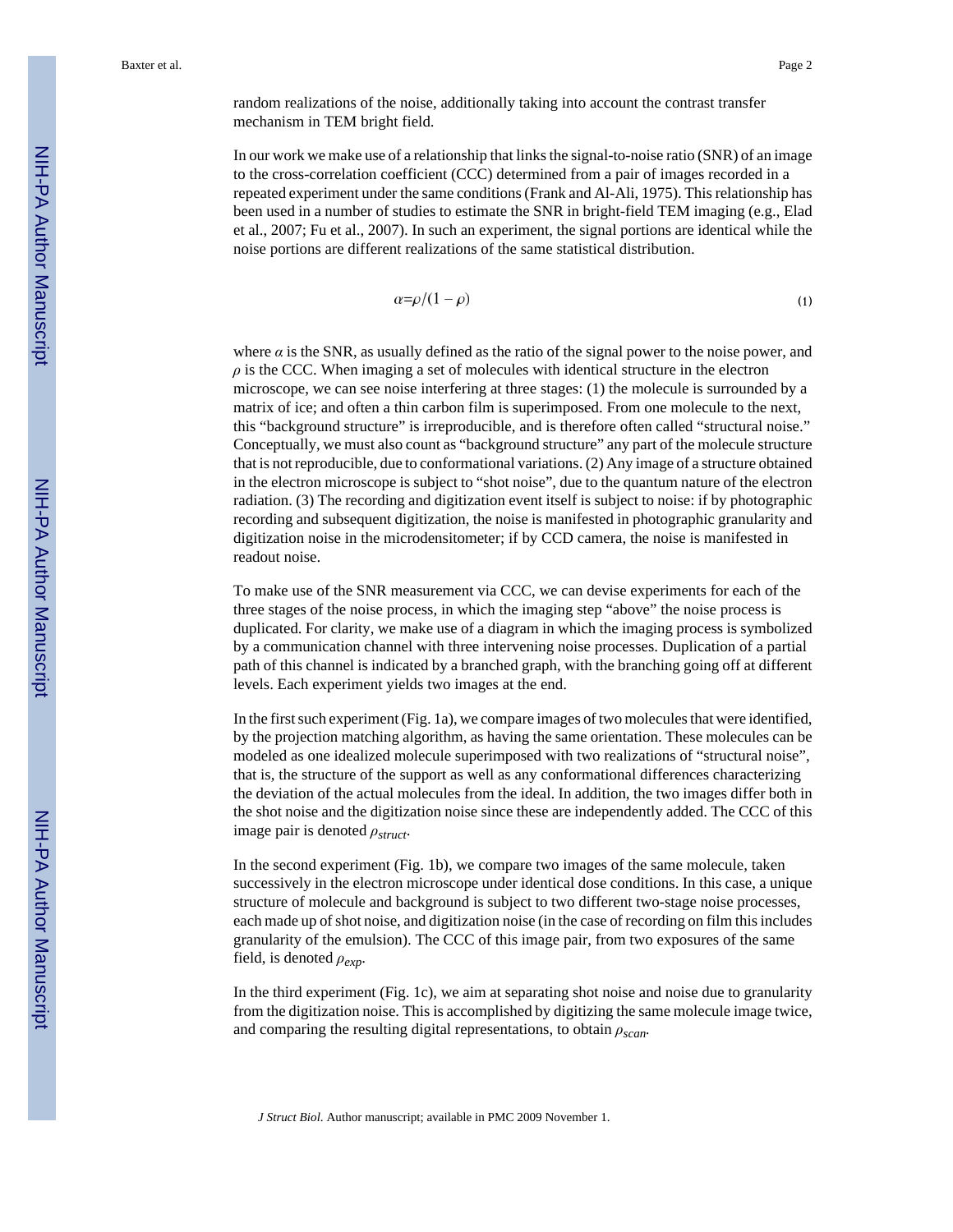random realizations of the noise, additionally taking into account the contrast transfer mechanism in TEM bright field.

In our work we make use of a relationship that links the signal-to-noise ratio (SNR) of an image to the cross-correlation coefficient (CCC) determined from a pair of images recorded in a repeated experiment under the same conditions (Frank and Al-Ali, 1975). This relationship has been used in a number of studies to estimate the SNR in bright-field TEM imaging (e.g., Elad et al., 2007; Fu et al., 2007). In such an experiment, the signal portions are identical while the noise portions are different realizations of the same statistical distribution.

$$\alpha = \rho/(1-\rho) \tag{1}$$

where $\alpha$ is the SNR, as usually defined as the ratio of the signal power to the noise power, and $\rho$ is the CCC. When imaging a set of molecules with identical structure in the electron microscope, we can see noise interfering at three stages: (1) the molecule is surrounded by a matrix of ice; and often a thin carbon film is superimposed. From one molecule to the next, this "background structure" is irreproducible, and is therefore often called "structural noise." Conceptually, we must also count as "background structure" any part of the molecule structure that is not reproducible, due to conformational variations. (2) Any image of a structure obtained in the electron microscope is subject to "shot noise", due to the quantum nature of the electron radiation. (3) The recording and digitization event itself is subject to noise: if by photographic recording and subsequent digitization, the noise is manifested in photographic granularity and digitization noise in the microdensitometer; if by CCD camera, the noise is manifested in readout noise.

To make use of the SNR measurement via CCC, we can devise experiments for each of the three stages of the noise process, in which the imaging step "above" the noise process is duplicated. For clarity, we make use of a diagram in which the imaging process is symbolized by a communication channel with three intervening noise processes. Duplication of a partial path of this channel is indicated by a branched graph, with the branching going off at different levels. Each experiment yields two images at the end.

In the first such experiment (Fig. 1a), we compare images of two molecules that were identified, by the projection matching algorithm, as having the same orientation. These molecules can be modeled as one idealized molecule superimposed with two realizations of "structural noise", that is, the structure of the support as well as any conformational differences characterizing the deviation of the actual molecules from the ideal. In addition, the two images differ both in the shot noise and the digitization noise since these are independently added. The CCC of this image pair is denoted $\rho_{struct}$.

In the second experiment (Fig. 1b), we compare two images of the same molecule, taken successively in the electron microscope under identical dose conditions. In this case, a unique structure of molecule and background is subject to two different two-stage noise processes, each made up of shot noise, and digitization noise (in the case of recording on film this includes granularity of the emulsion). The CCC of this image pair, from two exposures of the same field, is denoted $\rho_{exp}$.

In the third experiment (Fig. 1c), we aim at separating shot noise and noise due to granularity from the digitization noise. This is accomplished by digitizing the same molecule image twice, and comparing the resulting digital representations, to obtain $\rho_{scan}$.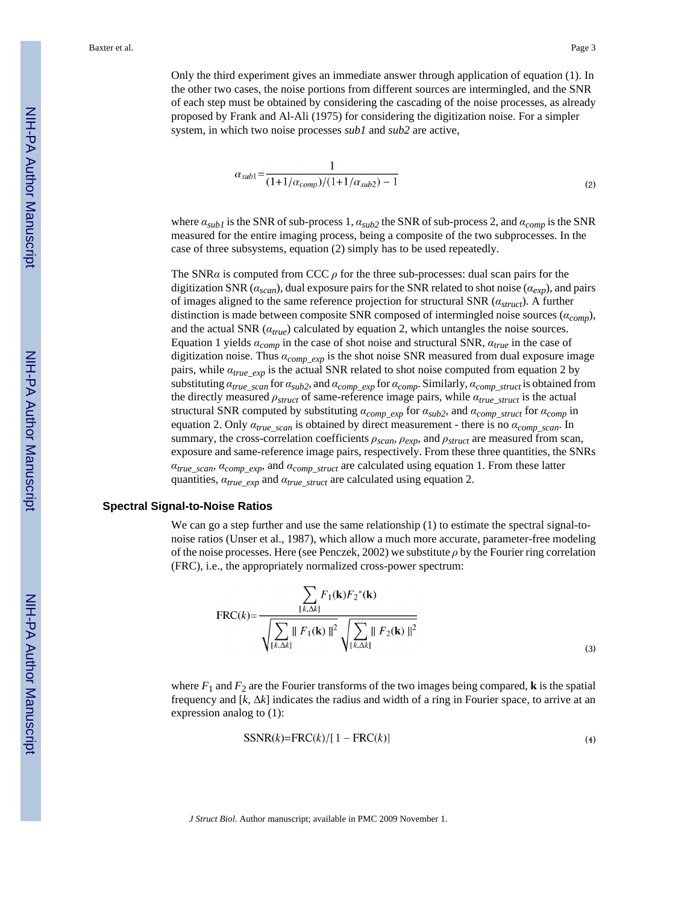Only the third experiment gives an immediate answer through application of equation (1). In the other two cases, the noise portions from different sources are intermingled, and the SNR of each step must be obtained by considering the cascading of the noise processes, as already proposed by Frank and Al-Ali (1975) for considering the digitization noise. For a simpler system, in which two noise processes *sub1* and *sub2* are active,

$$\alpha_{sub1} = \frac{1}{(1+1/\alpha_{comp})/(1+1/\alpha_{sub2}) - 1} \tag{2}$$

where $\alpha_{sub1}$ is the SNR of sub-process 1, $\alpha_{sub2}$ the SNR of sub-process 2, and $\alpha_{comp}$ is the SNR measured for the entire imaging process, being a composite of the two subprocesses. In the case of three subsystems, equation (2) simply has to be used repeatedly.

The SNR$\alpha$ is computed from CCC $\rho$ for the three sub-processes: dual scan pairs for the digitization SNR ($\alpha_{scan}$), dual exposure pairs for the SNR related to shot noise ($\alpha_{exp}$), and pairs of images aligned to the same reference projection for structural SNR ($\alpha_{struct}$). A further distinction is made between composite SNR composed of intermingled noise sources ($\alpha_{comp}$), and the actual SNR ($\alpha_{true}$) calculated by equation 2, which untangles the noise sources. Equation 1 yields $\alpha_{comp}$ in the case of shot noise and structural SNR, $\alpha_{true}$ in the case of digitization noise. Thus $\alpha_{comp\_exp}$ is the shot noise SNR measured from dual exposure image pairs, while $\alpha_{true\_exp}$ is the actual SNR related to shot noise computed from equation 2 by substituting $\alpha_{true\_scan}$ for $\alpha_{sub2}$, and $\alpha_{comp\_exp}$ for $\alpha_{comp}$. Similarly, $\alpha_{comp\_struct}$ is obtained from the directly measured $\rho_{struct}$ of same-reference image pairs, while $\alpha_{true\_struct}$ is the actual structural SNR computed by substituting $\alpha_{comp\_exp}$ for $\alpha_{sub2}$, and $\alpha_{comp\_struct}$ for $\alpha_{comp}$ in equation 2. Only $\alpha_{true\_scan}$ is obtained by direct measurement - there is no $\alpha_{comp\_scan}$. In summary, the cross-correlation coefficients $\rho_{scan}$, $\rho_{exp}$, and $\rho_{struct}$ are measured from scan, exposure and same-reference image pairs, respectively. From these three quantities, the SNRs $\alpha_{true\_scan}$, $\alpha_{comp\_exp}$, and $\alpha_{comp\_struct}$ are calculated using equation 1. From these latter quantities, $\alpha_{true\_exp}$ and $\alpha_{true\_struct}$ are calculated using equation 2.

### Spectral Signal-to-Noise Ratios

We can go a step further and use the same relationship (1) to estimate the spectral signal-to-noise ratios (Unser et al., 1987), which allow a much more accurate, parameter-free modeling of the noise processes. Here (see Penczek, 2002) we substitute $\rho$ by the Fourier ring correlation (FRC), i.e., the appropriately normalized cross-power spectrum:

$$\mathrm{FRC}(k) = \frac{\sum_{[k,\Delta k]} F_1(\mathbf{k}) F_2^{*}(\mathbf{k})}{\sqrt{\sum_{[k,\Delta k]} \| F_1(\mathbf{k}) \|^2} \sqrt{\sum_{[k,\Delta k]} \| F_2(\mathbf{k}) \|^2}} \tag{3}$$

where $F_1$ and $F_2$ are the Fourier transforms of the two images being compared, $\mathbf{k}$ is the spatial frequency and $[k, \Delta k]$ indicates the radius and width of a ring in Fourier space, to arrive at an expression analog to (1):

$$\mathrm{SSNR}(k) = \mathrm{FRC}(k) / [1 - \mathrm{FRC}(k)] \tag{4}$$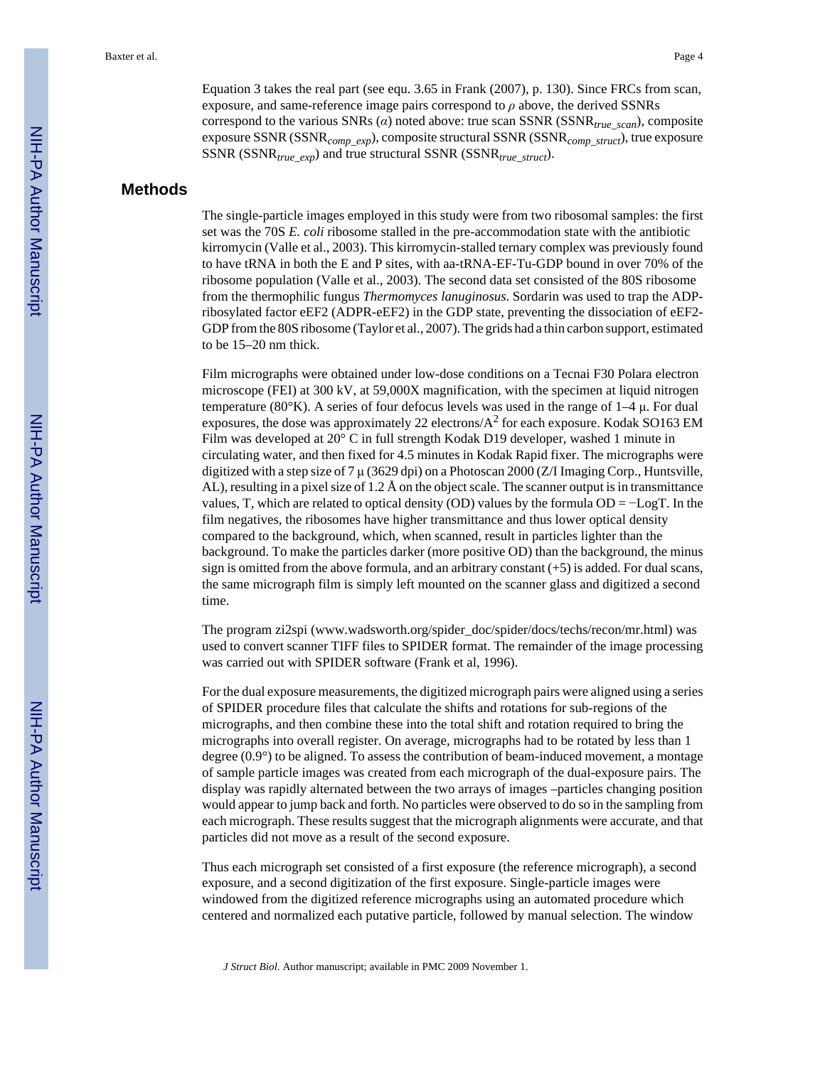Equation 3 takes the real part (see equ. 3.65 in Frank (2007), p. 130). Since FRCs from scan, exposure, and same-reference image pairs correspond to $\rho$ above, the derived SSNRs correspond to the various SNRs ($\alpha$) noted above: true scan SSNR ($SSNR_{true\_scan}$), composite exposure SSNR ($SSNR_{comp\_exp}$), composite structural SSNR ($SSNR_{comp\_struct}$), true exposure SSNR ($SSNR_{true\_exp}$) and true structural SSNR ($SSNR_{true\_struct}$).

## Methods

The single-particle images employed in this study were from two ribosomal samples: the first set was the 70S *E. coli* ribosome stalled in the pre-accommodation state with the antibiotic kirromycin (Valle et al., 2003). This kirromycin-stalled ternary complex was previously found to have tRNA in both the E and P sites, with aa-tRNA-EF-Tu-GDP bound in over 70% of the ribosome population (Valle et al., 2003). The second data set consisted of the 80S ribosome from the thermophilic fungus *Thermomyces lanuginosus*. Sordarin was used to trap the ADP-ribosylated factor eEF2 (ADPR-eEF2) in the GDP state, preventing the dissociation of eEF2-GDP from the 80S ribosome (Taylor et al., 2007). The grids had a thin carbon support, estimated to be 15–20 nm thick.

Film micrographs were obtained under low-dose conditions on a Tecnai F30 Polara electron microscope (FEI) at 300 kV, at 59,000X magnification, with the specimen at liquid nitrogen temperature (80°K). A series of four defocus levels was used in the range of 1–4 μ. For dual exposures, the dose was approximately 22 electrons/A$^2$ for each exposure. Kodak SO163 EM Film was developed at 20° C in full strength Kodak D19 developer, washed 1 minute in circulating water, and then fixed for 4.5 minutes in Kodak Rapid fixer. The micrographs were digitized with a step size of 7 μ (3629 dpi) on a Photoscan 2000 (Z/I Imaging Corp., Huntsville, AL), resulting in a pixel size of 1.2 Å on the object scale. The scanner output is in transmittance values, T, which are related to optical density (OD) values by the formula OD = −LogT. In the film negatives, the ribosomes have higher transmittance and thus lower optical density compared to the background, which, when scanned, result in particles lighter than the background. To make the particles darker (more positive OD) than the background, the minus sign is omitted from the above formula, and an arbitrary constant (+5) is added. For dual scans, the same micrograph film is simply left mounted on the scanner glass and digitized a second time.

The program zi2spi (www.wadsworth.org/spider_doc/spider/docs/techs/recon/mr.html) was used to convert scanner TIFF files to SPIDER format. The remainder of the image processing was carried out with SPIDER software (Frank et al, 1996).

For the dual exposure measurements, the digitized micrograph pairs were aligned using a series of SPIDER procedure files that calculate the shifts and rotations for sub-regions of the micrographs, and then combine these into the total shift and rotation required to bring the micrographs into overall register. On average, micrographs had to be rotated by less than 1 degree (0.9°) to be aligned. To assess the contribution of beam-induced movement, a montage of sample particle images was created from each micrograph of the dual-exposure pairs. The display was rapidly alternated between the two arrays of images –particles changing position would appear to jump back and forth. No particles were observed to do so in the sampling from each micrograph. These results suggest that the micrograph alignments were accurate, and that particles did not move as a result of the second exposure.

Thus each micrograph set consisted of a first exposure (the reference micrograph), a second exposure, and a second digitization of the first exposure. Single-particle images were windowed from the digitized reference micrographs using an automated procedure which centered and normalized each putative particle, followed by manual selection. The window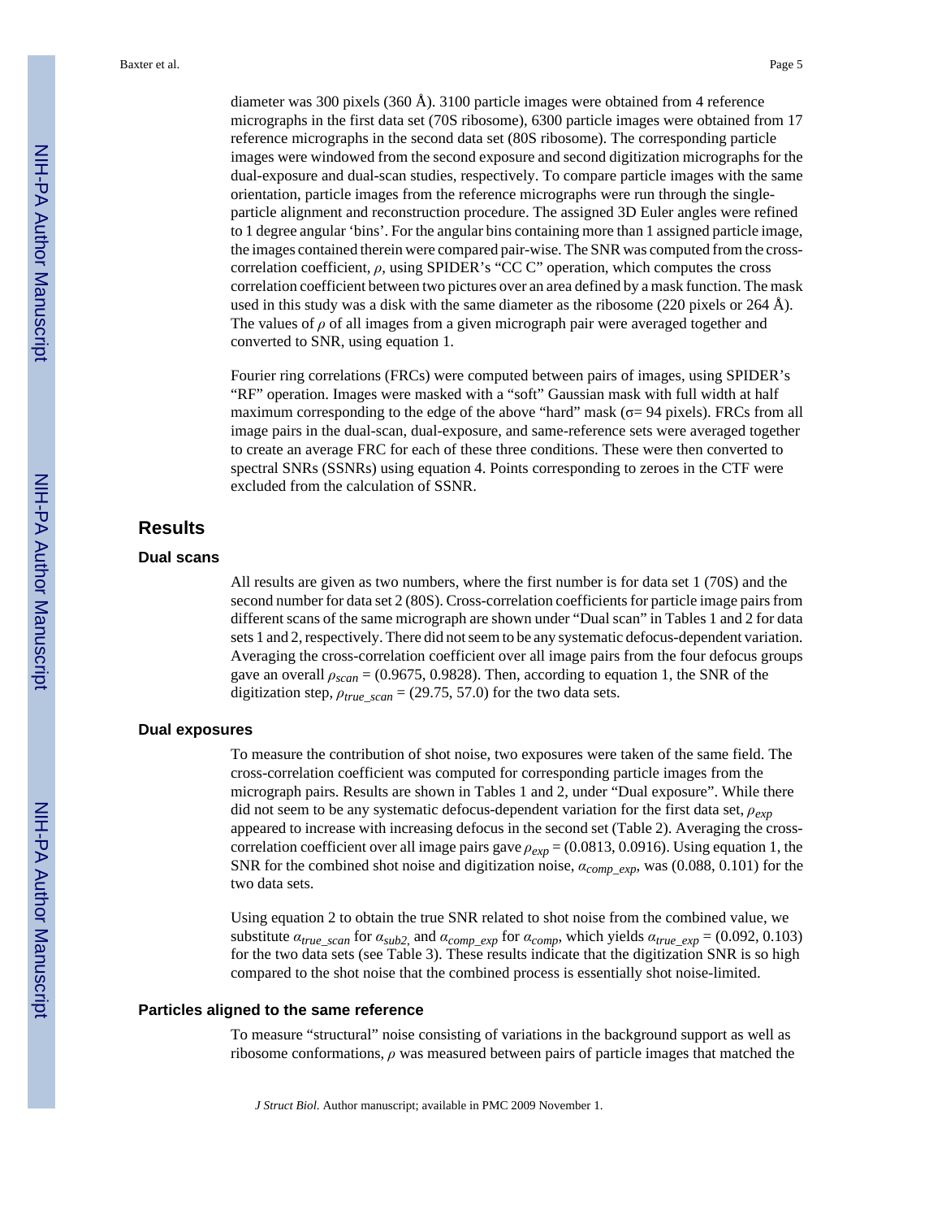diameter was 300 pixels (360 Å). 3100 particle images were obtained from 4 reference micrographs in the first data set (70S ribosome), 6300 particle images were obtained from 17 reference micrographs in the second data set (80S ribosome). The corresponding particle images were windowed from the second exposure and second digitization micrographs for the dual-exposure and dual-scan studies, respectively. To compare particle images with the same orientation, particle images from the reference micrographs were run through the single-particle alignment and reconstruction procedure. The assigned 3D Euler angles were refined to 1 degree angular 'bins'. For the angular bins containing more than 1 assigned particle image, the images contained therein were compared pair-wise. The SNR was computed from the cross-correlation coefficient, $\rho$, using SPIDER's "CC C" operation, which computes the cross correlation coefficient between two pictures over an area defined by a mask function. The mask used in this study was a disk with the same diameter as the ribosome (220 pixels or 264 Å). The values of $\rho$ of all images from a given micrograph pair were averaged together and converted to SNR, using equation 1.

Fourier ring correlations (FRCs) were computed between pairs of images, using SPIDER's "RF" operation. Images were masked with a "soft" Gaussian mask with full width at half maximum corresponding to the edge of the above "hard" mask ($\sigma$= 94 pixels). FRCs from all image pairs in the dual-scan, dual-exposure, and same-reference sets were averaged together to create an average FRC for each of these three conditions. These were then converted to spectral SNRs (SSNRs) using equation 4. Points corresponding to zeroes in the CTF were excluded from the calculation of SSNR.

## Results

### Dual scans

All results are given as two numbers, where the first number is for data set 1 (70S) and the second number for data set 2 (80S). Cross-correlation coefficients for particle image pairs from different scans of the same micrograph are shown under "Dual scan" in Tables 1 and 2 for data sets 1 and 2, respectively. There did not seem to be any systematic defocus-dependent variation. Averaging the cross-correlation coefficient over all image pairs from the four defocus groups gave an overall $\rho_{scan}$ = (0.9675, 0.9828). Then, according to equation 1, the SNR of the digitization step, $\rho_{true\_scan}$ = (29.75, 57.0) for the two data sets.

### Dual exposures

To measure the contribution of shot noise, two exposures were taken of the same field. The cross-correlation coefficient was computed for corresponding particle images from the micrograph pairs. Results are shown in Tables 1 and 2, under "Dual exposure". While there did not seem to be any systematic defocus-dependent variation for the first data set, $\rho_{exp}$ appeared to increase with increasing defocus in the second set (Table 2). Averaging the cross-correlation coefficient over all image pairs gave $\rho_{exp}$ = (0.0813, 0.0916). Using equation 1, the SNR for the combined shot noise and digitization noise, $\alpha_{comp\_exp}$, was (0.088, 0.101) for the two data sets.

Using equation 2 to obtain the true SNR related to shot noise from the combined value, we substitute $\alpha_{true\_scan}$ for $\alpha_{sub2}$, and $\alpha_{comp\_exp}$ for $\alpha_{comp}$, which yields $\alpha_{true\_exp}$ = (0.092, 0.103) for the two data sets (see Table 3). These results indicate that the digitization SNR is so high compared to the shot noise that the combined process is essentially shot noise-limited.

### Particles aligned to the same reference

To measure "structural" noise consisting of variations in the background support as well as ribosome conformations, $\rho$ was measured between pairs of particle images that matched the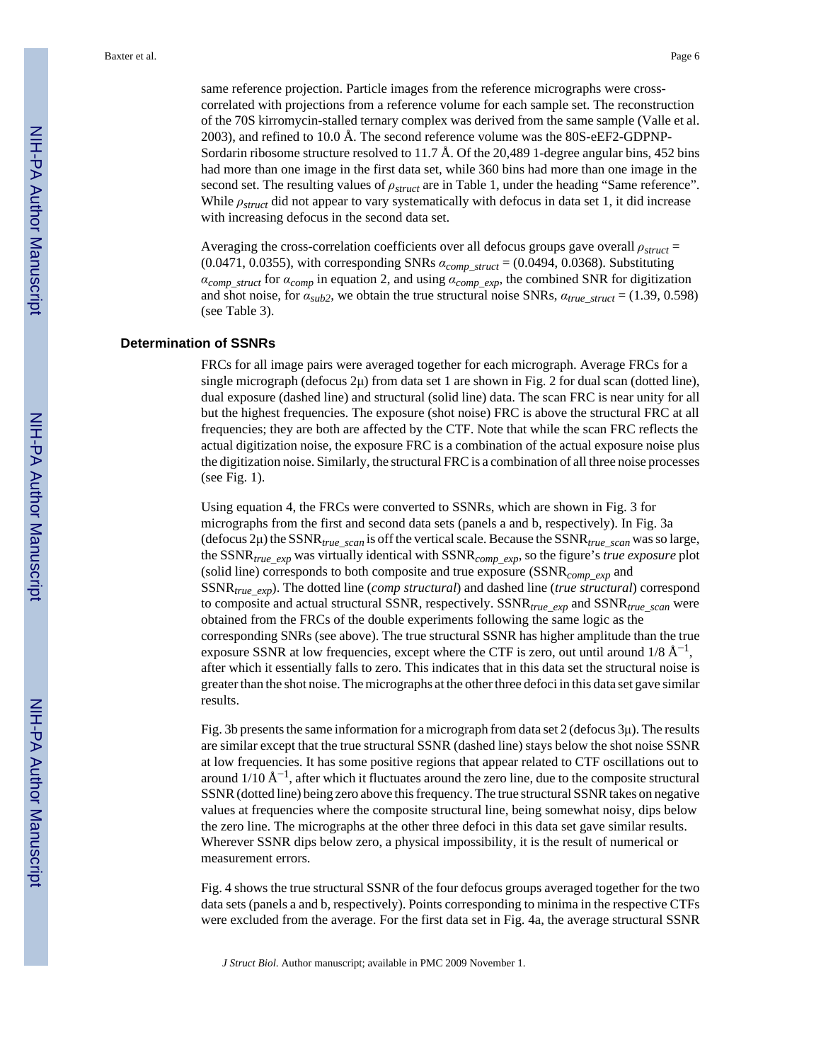same reference projection. Particle images from the reference micrographs were cross-correlated with projections from a reference volume for each sample set. The reconstruction of the 70S kirromycin-stalled ternary complex was derived from the same sample (Valle et al. 2003), and refined to 10.0 Å. The second reference volume was the 80S-eEF2-GDPNP-Sordarin ribosome structure resolved to 11.7 Å. Of the 20,489 1-degree angular bins, 452 bins had more than one image in the first data set, while 360 bins had more than one image in the second set. The resulting values of $\rho_{struct}$ are in Table 1, under the heading "Same reference". While $\rho_{struct}$ did not appear to vary systematically with defocus in data set 1, it did increase with increasing defocus in the second data set.

Averaging the cross-correlation coefficients over all defocus groups gave overall $\rho_{struct}$ = (0.0471, 0.0355), with corresponding SNRs $\alpha_{comp\_struct}$ = (0.0494, 0.0368). Substituting $\alpha_{comp\_struct}$ for $\alpha_{comp}$ in equation 2, and using $\alpha_{comp\_exp}$, the combined SNR for digitization and shot noise, for $\alpha_{sub2}$, we obtain the true structural noise SNRs, $\alpha_{true\_struct}$ = (1.39, 0.598) (see Table 3).

## Determination of SSNRs

FRCs for all image pairs were averaged together for each micrograph. Average FRCs for a single micrograph (defocus 2μ) from data set 1 are shown in Fig. 2 for dual scan (dotted line), dual exposure (dashed line) and structural (solid line) data. The scan FRC is near unity for all but the highest frequencies. The exposure (shot noise) FRC is above the structural FRC at all frequencies; they are both are affected by the CTF. Note that while the scan FRC reflects the actual digitization noise, the exposure FRC is a combination of the actual exposure noise plus the digitization noise. Similarly, the structural FRC is a combination of all three noise processes (see Fig. 1).

Using equation 4, the FRCs were converted to SSNRs, which are shown in Fig. 3 for micrographs from the first and second data sets (panels a and b, respectively). In Fig. 3a (defocus 2μ) the $SSNR_{true\_scan}$ is off the vertical scale. Because the $SSNR_{true\_scan}$ was so large, the $SSNR_{true\_exp}$ was virtually identical with $SSNR_{comp\_exp}$, so the figure's *true exposure* plot (solid line) corresponds to both composite and true exposure ($SSNR_{comp\_exp}$ and $SSNR_{true\_exp}$). The dotted line (*comp structural*) and dashed line (*true structural*) correspond to composite and actual structural SSNR, respectively. $SSNR_{true\_exp}$ and $SSNR_{true\_scan}$ were obtained from the FRCs of the double experiments following the same logic as the corresponding SNRs (see above). The true structural SSNR has higher amplitude than the true exposure SSNR at low frequencies, except where the CTF is zero, out until around 1/8 $Å^{-1}$, after which it essentially falls to zero. This indicates that in this data set the structural noise is greater than the shot noise. The micrographs at the other three defoci in this data set gave similar results.

Fig. 3b presents the same information for a micrograph from data set 2 (defocus 3μ). The results are similar except that the true structural SSNR (dashed line) stays below the shot noise SSNR at low frequencies. It has some positive regions that appear related to CTF oscillations out to around 1/10 $Å^{-1}$, after which it fluctuates around the zero line, due to the composite structural SSNR (dotted line) being zero above this frequency. The true structural SSNR takes on negative values at frequencies where the composite structural line, being somewhat noisy, dips below the zero line. The micrographs at the other three defoci in this data set gave similar results. Wherever SSNR dips below zero, a physical impossibility, it is the result of numerical or measurement errors.

Fig. 4 shows the true structural SSNR of the four defocus groups averaged together for the two data sets (panels a and b, respectively). Points corresponding to minima in the respective CTFs were excluded from the average. For the first data set in Fig. 4a, the average structural SSNR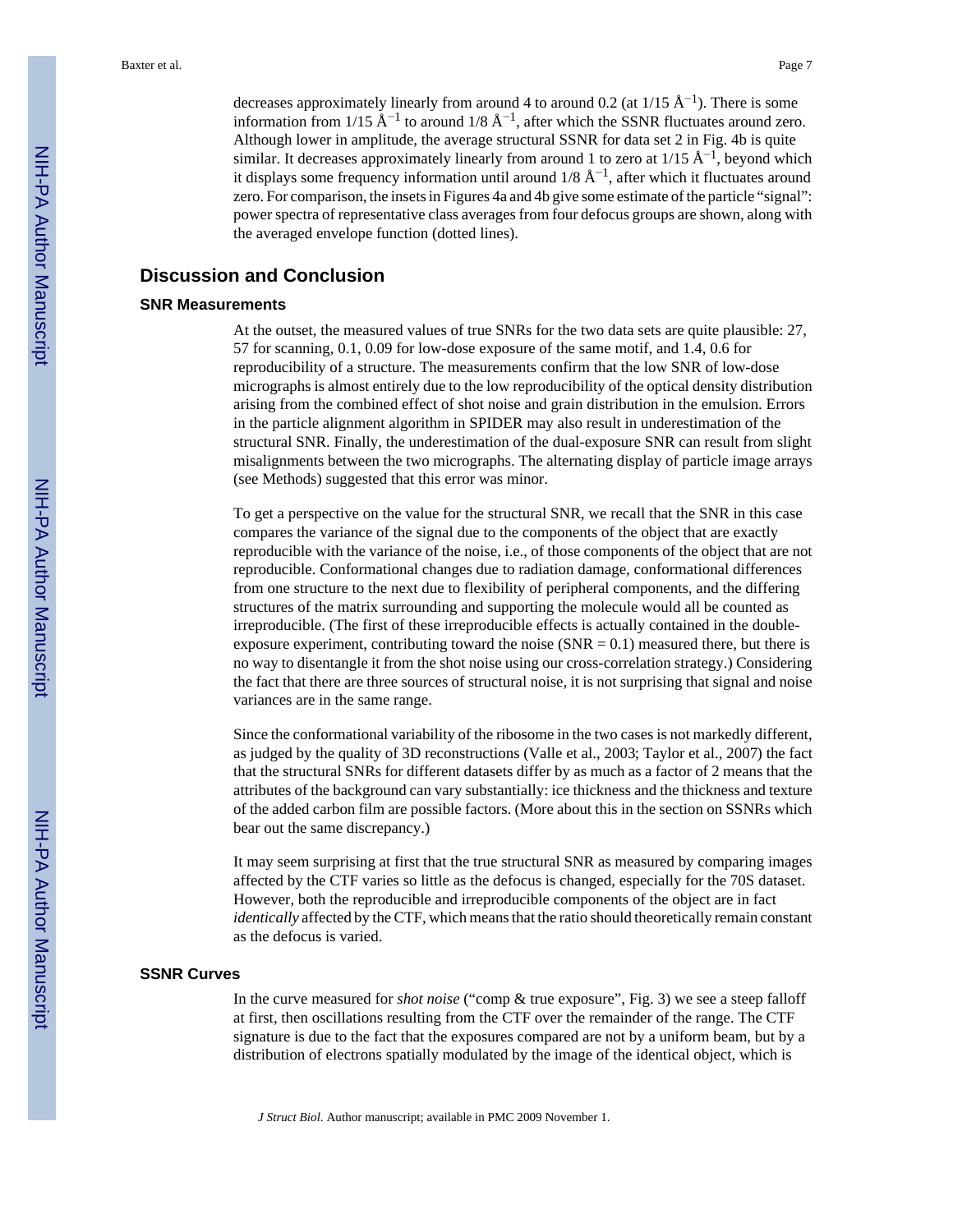decreases approximately linearly from around 4 to around 0.2 (at 1/15 $Å^{-1}$). There is some information from 1/15 $Å^{-1}$ to around 1/8 $Å^{-1}$, after which the SSNR fluctuates around zero. Although lower in amplitude, the average structural SSNR for data set 2 in Fig. 4b is quite similar. It decreases approximately linearly from around 1 to zero at 1/15 $Å^{-1}$, beyond which it displays some frequency information until around 1/8 $Å^{-1}$, after which it fluctuates around zero. For comparison, the insets in Figures 4a and 4b give some estimate of the particle "signal": power spectra of representative class averages from four defocus groups are shown, along with the averaged envelope function (dotted lines).

## Discussion and Conclusion

### SNR Measurements

At the outset, the measured values of true SNRs for the two data sets are quite plausible: 27, 57 for scanning, 0.1, 0.09 for low-dose exposure of the same motif, and 1.4, 0.6 for reproducibility of a structure. The measurements confirm that the low SNR of low-dose micrographs is almost entirely due to the low reproducibility of the optical density distribution arising from the combined effect of shot noise and grain distribution in the emulsion. Errors in the particle alignment algorithm in SPIDER may also result in underestimation of the structural SNR. Finally, the underestimation of the dual-exposure SNR can result from slight misalignments between the two micrographs. The alternating display of particle image arrays (see Methods) suggested that this error was minor.

To get a perspective on the value for the structural SNR, we recall that the SNR in this case compares the variance of the signal due to the components of the object that are exactly reproducible with the variance of the noise, i.e., of those components of the object that are not reproducible. Conformational changes due to radiation damage, conformational differences from one structure to the next due to flexibility of peripheral components, and the differing structures of the matrix surrounding and supporting the molecule would all be counted as irreproducible. (The first of these irreproducible effects is actually contained in the double-exposure experiment, contributing toward the noise (SNR = 0.1) measured there, but there is no way to disentangle it from the shot noise using our cross-correlation strategy.) Considering the fact that there are three sources of structural noise, it is not surprising that signal and noise variances are in the same range.

Since the conformational variability of the ribosome in the two cases is not markedly different, as judged by the quality of 3D reconstructions (Valle et al., 2003; Taylor et al., 2007) the fact that the structural SNRs for different datasets differ by as much as a factor of 2 means that the attributes of the background can vary substantially: ice thickness and the thickness and texture of the added carbon film are possible factors. (More about this in the section on SSNRs which bear out the same discrepancy.)

It may seem surprising at first that the true structural SNR as measured by comparing images affected by the CTF varies so little as the defocus is changed, especially for the 70S dataset. However, both the reproducible and irreproducible components of the object are in fact *identically* affected by the CTF, which means that the ratio should theoretically remain constant as the defocus is varied.

### SSNR Curves

In the curve measured for *shot noise* ("comp & true exposure", Fig. 3) we see a steep falloff at first, then oscillations resulting from the CTF over the remainder of the range. The CTF signature is due to the fact that the exposures compared are not by a uniform beam, but by a distribution of electrons spatially modulated by the image of the identical object, which is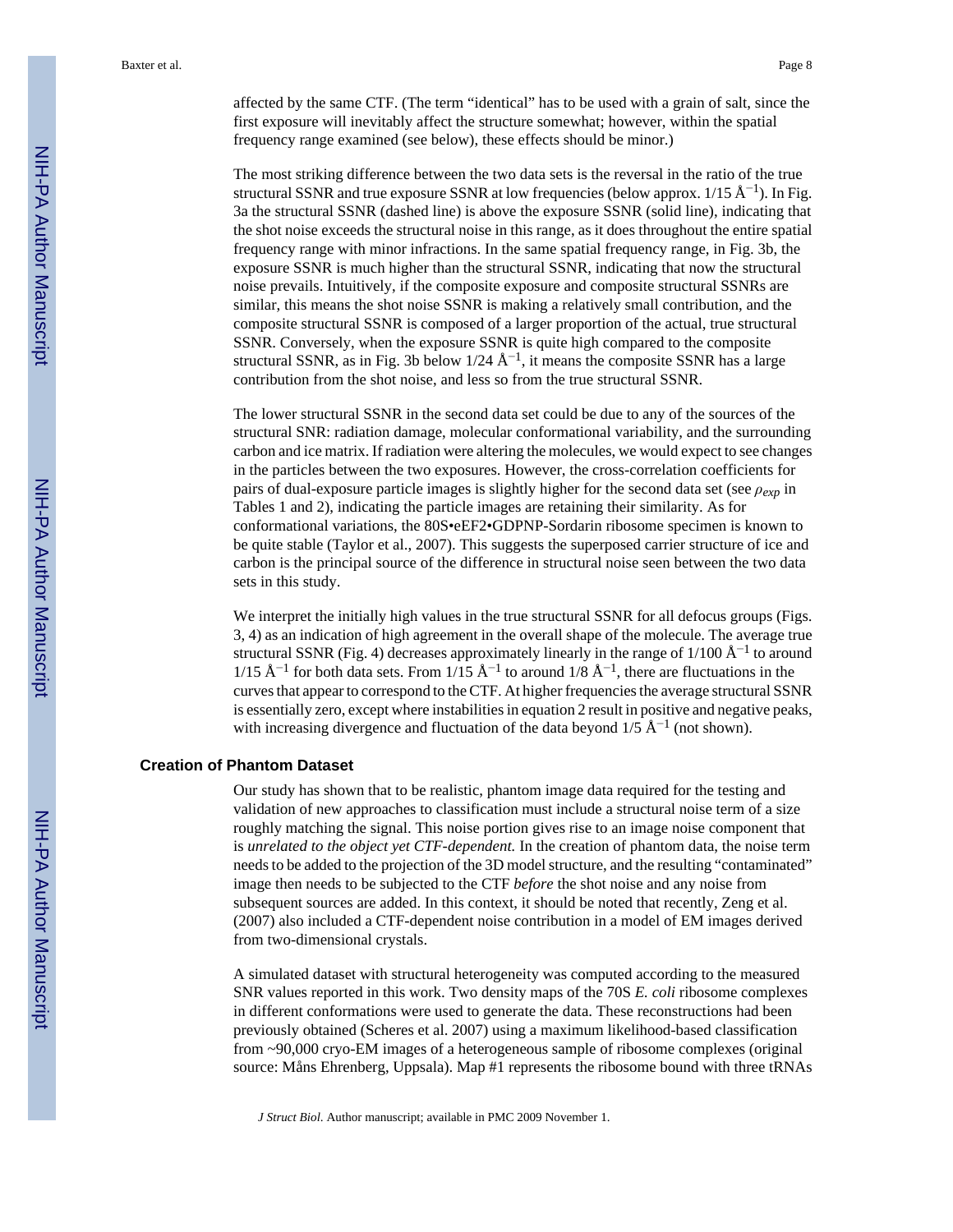affected by the same CTF. (The term "identical" has to be used with a grain of salt, since the first exposure will inevitably affect the structure somewhat; however, within the spatial frequency range examined (see below), these effects should be minor.)

The most striking difference between the two data sets is the reversal in the ratio of the true structural SSNR and true exposure SSNR at low frequencies (below approx. 1/15 $Å^{-1}$). In Fig. 3a the structural SSNR (dashed line) is above the exposure SSNR (solid line), indicating that the shot noise exceeds the structural noise in this range, as it does throughout the entire spatial frequency range with minor infractions. In the same spatial frequency range, in Fig. 3b, the exposure SSNR is much higher than the structural SSNR, indicating that now the structural noise prevails. Intuitively, if the composite exposure and composite structural SSNRs are similar, this means the shot noise SSNR is making a relatively small contribution, and the composite structural SSNR is composed of a larger proportion of the actual, true structural SSNR. Conversely, when the exposure SSNR is quite high compared to the composite structural SSNR, as in Fig. 3b below 1/24 $Å^{-1}$, it means the composite SSNR has a large contribution from the shot noise, and less so from the true structural SSNR.

The lower structural SSNR in the second data set could be due to any of the sources of the structural SNR: radiation damage, molecular conformational variability, and the surrounding carbon and ice matrix. If radiation were altering the molecules, we would expect to see changes in the particles between the two exposures. However, the cross-correlation coefficients for pairs of dual-exposure particle images is slightly higher for the second data set (see $\rho_{exp}$ in Tables 1 and 2), indicating the particle images are retaining their similarity. As for conformational variations, the 80S•eEF2•GDPNP-Sordarin ribosome specimen is known to be quite stable (Taylor et al., 2007). This suggests the superposed carrier structure of ice and carbon is the principal source of the difference in structural noise seen between the two data sets in this study.

We interpret the initially high values in the true structural SSNR for all defocus groups (Figs. 3, 4) as an indication of high agreement in the overall shape of the molecule. The average true structural SSNR (Fig. 4) decreases approximately linearly in the range of 1/100 $Å^{-1}$ to around 1/15 $Å^{-1}$ for both data sets. From 1/15 $Å^{-1}$ to around 1/8 $Å^{-1}$, there are fluctuations in the curves that appear to correspond to the CTF. At higher frequencies the average structural SSNR is essentially zero, except where instabilities in equation 2 result in positive and negative peaks, with increasing divergence and fluctuation of the data beyond 1/5 $Å^{-1}$ (not shown).

## Creation of Phantom Dataset

Our study has shown that to be realistic, phantom image data required for the testing and validation of new approaches to classification must include a structural noise term of a size roughly matching the signal. This noise portion gives rise to an image noise component that is *unrelated to the object yet CTF-dependent.* In the creation of phantom data, the noise term needs to be added to the projection of the 3D model structure, and the resulting "contaminated" image then needs to be subjected to the CTF *before* the shot noise and any noise from subsequent sources are added. In this context, it should be noted that recently, Zeng et al. (2007) also included a CTF-dependent noise contribution in a model of EM images derived from two-dimensional crystals.

A simulated dataset with structural heterogeneity was computed according to the measured SNR values reported in this work. Two density maps of the 70S *E. coli* ribosome complexes in different conformations were used to generate the data. These reconstructions had been previously obtained (Scheres et al. 2007) using a maximum likelihood-based classification from ~90,000 cryo-EM images of a heterogeneous sample of ribosome complexes (original source: Måns Ehrenberg, Uppsala). Map #1 represents the ribosome bound with three tRNAs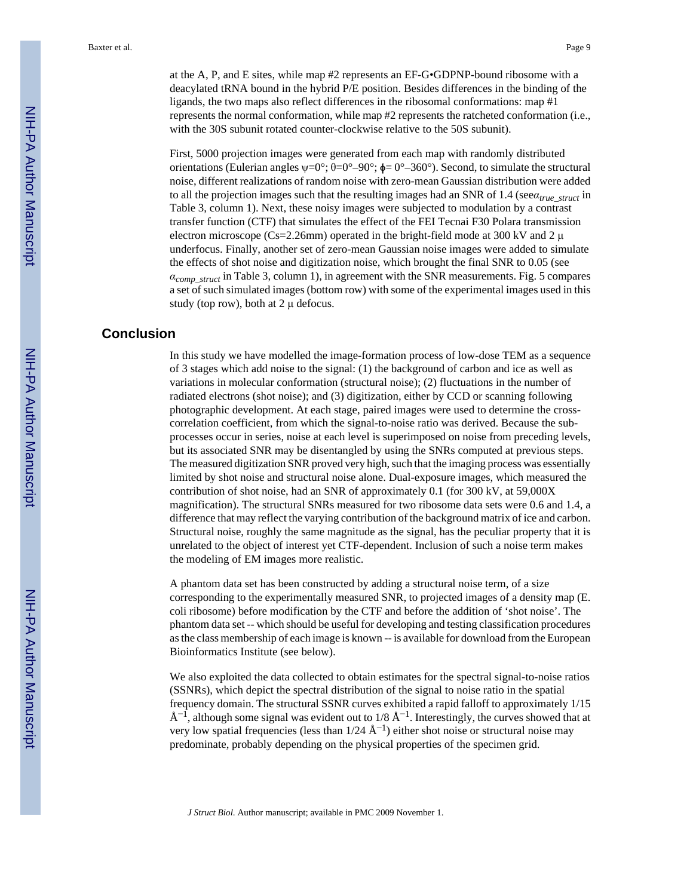at the A, P, and E sites, while map #2 represents an EF-G•GDPNP-bound ribosome with a deacylated tRNA bound in the hybrid P/E position. Besides differences in the binding of the ligands, the two maps also reflect differences in the ribosomal conformations: map #1 represents the normal conformation, while map #2 represents the ratcheted conformation (i.e., with the 30S subunit rotated counter-clockwise relative to the 50S subunit).

First, 5000 projection images were generated from each map with randomly distributed orientations (Eulerian angles $\psi$=0°; $\theta$=0°–90°; $\phi$= 0°–360°). Second, to simulate the structural noise, different realizations of random noise with zero-mean Gaussian distribution were added to all the projection images such that the resulting images had an SNR of 1.4 (see$\alpha_{true\_struct}$ in Table 3, column 1). Next, these noisy images were subjected to modulation by a contrast transfer function (CTF) that simulates the effect of the FEI Tecnai F30 Polara transmission electron microscope (Cs=2.26mm) operated in the bright-field mode at 300 kV and 2 μ underfocus. Finally, another set of zero-mean Gaussian noise images were added to simulate the effects of shot noise and digitization noise, which brought the final SNR to 0.05 (see $\alpha_{comp\_struct}$ in Table 3, column 1), in agreement with the SNR measurements. Fig. 5 compares a set of such simulated images (bottom row) with some of the experimental images used in this study (top row), both at 2 μ defocus.

## Conclusion

In this study we have modelled the image-formation process of low-dose TEM as a sequence of 3 stages which add noise to the signal: (1) the background of carbon and ice as well as variations in molecular conformation (structural noise); (2) fluctuations in the number of radiated electrons (shot noise); and (3) digitization, either by CCD or scanning following photographic development. At each stage, paired images were used to determine the cross-correlation coefficient, from which the signal-to-noise ratio was derived. Because the sub-processes occur in series, noise at each level is superimposed on noise from preceding levels, but its associated SNR may be disentangled by using the SNRs computed at previous steps. The measured digitization SNR proved very high, such that the imaging process was essentially limited by shot noise and structural noise alone. Dual-exposure images, which measured the contribution of shot noise, had an SNR of approximately 0.1 (for 300 kV, at 59,000X magnification). The structural SNRs measured for two ribosome data sets were 0.6 and 1.4, a difference that may reflect the varying contribution of the background matrix of ice and carbon. Structural noise, roughly the same magnitude as the signal, has the peculiar property that it is unrelated to the object of interest yet CTF-dependent. Inclusion of such a noise term makes the modeling of EM images more realistic.

A phantom data set has been constructed by adding a structural noise term, of a size corresponding to the experimentally measured SNR, to projected images of a density map (E. coli ribosome) before modification by the CTF and before the addition of 'shot noise'. The phantom data set -- which should be useful for developing and testing classification procedures as the class membership of each image is known -- is available for download from the European Bioinformatics Institute (see below).

We also exploited the data collected to obtain estimates for the spectral signal-to-noise ratios (SSNRs), which depict the spatial distribution of the signal to noise ratio in the spatial frequency domain. The structural SSNR curves exhibited a rapid falloff to approximately 1/15 $Å^{-1}$, although some signal was evident out to 1/8 $Å^{-1}$. Interestingly, the curves showed that at very low spatial frequencies (less than 1/24 $Å^{-1}$) either shot noise or structural noise may predominate, probably depending on the physical properties of the specimen grid.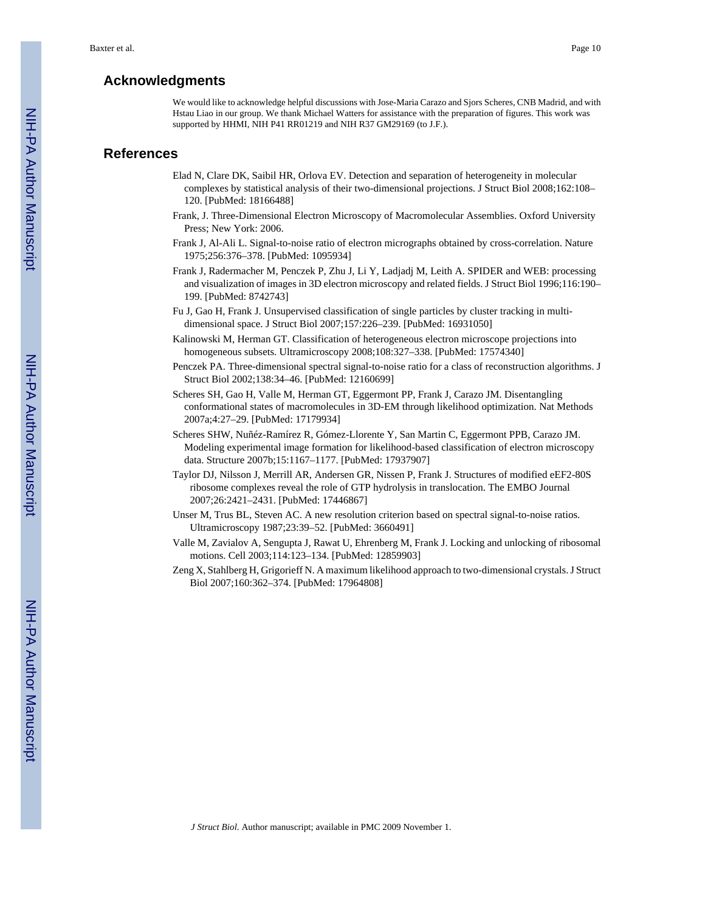## Acknowledgments

We would like to acknowledge helpful discussions with Jose-Maria Carazo and Sjors Scheres, CNB Madrid, and with Hstau Liao in our group. We thank Michael Watters for assistance with the preparation of figures. This work was supported by HHMI, NIH P41 RR01219 and NIH R37 GM29169 (to J.F.).

## References

Elad N, Clare DK, Saibil HR, Orlova EV. Detection and separation of heterogeneity in molecular complexes by statistical analysis of their two-dimensional projections. J Struct Biol 2008;162:108–120. [PubMed: 18166488]

Frank, J. Three-Dimensional Electron Microscopy of Macromolecular Assemblies. Oxford University Press; New York: 2006.

Frank J, Al-Ali L. Signal-to-noise ratio of electron micrographs obtained by cross-correlation. Nature 1975;256:376–378. [PubMed: 1095934]

Frank J, Radermacher M, Penczek P, Zhu J, Li Y, Ladjadj M, Leith A. SPIDER and WEB: processing and visualization of images in 3D electron microscopy and related fields. J Struct Biol 1996;116:190–199. [PubMed: 8742743]

Fu J, Gao H, Frank J. Unsupervised classification of single particles by cluster tracking in multi-dimensional space. J Struct Biol 2007;157:226–239. [PubMed: 16931050]

Kalinowski M, Herman GT. Classification of heterogeneous electron microscope projections into homogeneous subsets. Ultramicroscopy 2008;108:327–338. [PubMed: 17574340]

Penczek PA. Three-dimensional spectral signal-to-noise ratio for a class of reconstruction algorithms. J Struct Biol 2002;138:34–46. [PubMed: 12160699]

Scheres SH, Gao H, Valle M, Herman GT, Eggermont PP, Frank J, Carazo JM. Disentangling conformational states of macromolecules in 3D-EM through likelihood optimization. Nat Methods 2007a;4:27–29. [PubMed: 17179934]

Scheres SHW, Nuñéz-Ramírez R, Gómez-Llorente Y, San Martin C, Eggermont PPB, Carazo JM. Modeling experimental image formation for likelihood-based classification of electron microscopy data. Structure 2007b;15:1167–1177. [PubMed: 17937907]

Taylor DJ, Nilsson J, Merrill AR, Andersen GR, Nissen P, Frank J. Structures of modified eEF2-80S ribosome complexes reveal the role of GTP hydrolysis in translocation. The EMBO Journal 2007;26:2421–2431. [PubMed: 17446867]

Unser M, Trus BL, Steven AC. A new resolution criterion based on spectral signal-to-noise ratios. Ultramicroscopy 1987;23:39–52. [PubMed: 3660491]

Valle M, Zavialov A, Sengupta J, Rawat U, Ehrenberg M, Frank J. Locking and unlocking of ribosomal motions. Cell 2003;114:123–134. [PubMed: 12859903]

Zeng X, Stahlberg H, Grigorieff N. A maximum likelihood approach to two-dimensional crystals. J Struct Biol 2007;160:362–374. [PubMed: 17964808]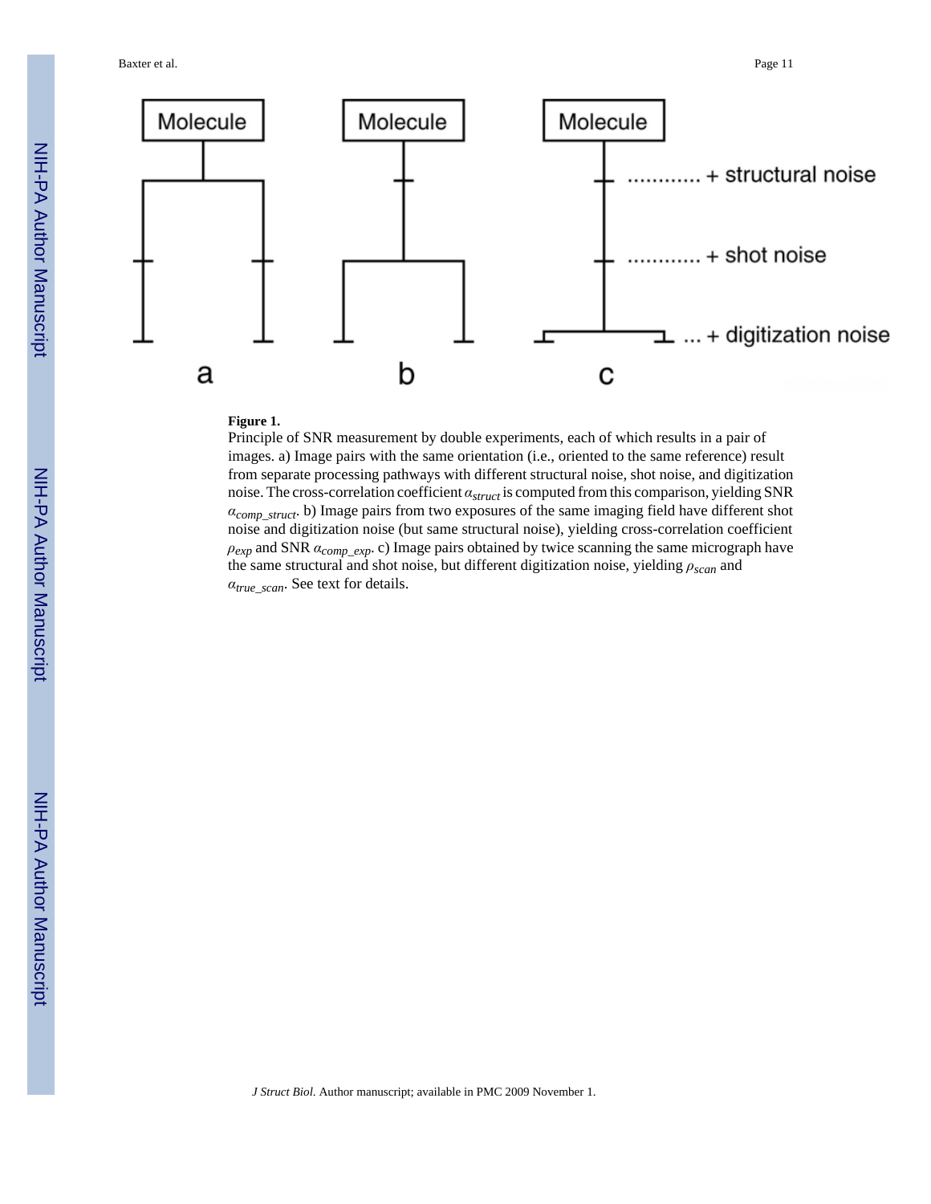**Figure 1.**

Principle of SNR measurement by double experiments, each of which results in a pair of images. a) Image pairs with the same orientation (i.e., oriented to the same reference) result from separate processing pathways with different structural noise, shot noise, and digitization noise. The cross-correlation coefficient $\alpha_{struct}$ is computed from this comparison, yielding SNR $\alpha_{comp\_struct}$. b) Image pairs from two exposures of the same imaging field have different shot noise and digitization noise (but same structural noise), yielding cross-correlation coefficient $\rho_{exp}$ and SNR $\alpha_{comp\_exp}$. c) Image pairs obtained by twice scanning the same micrograph have the same structural and shot noise, but different digitization noise, yielding $\rho_{scan}$ and $\alpha_{true\_scan}$. See text for details.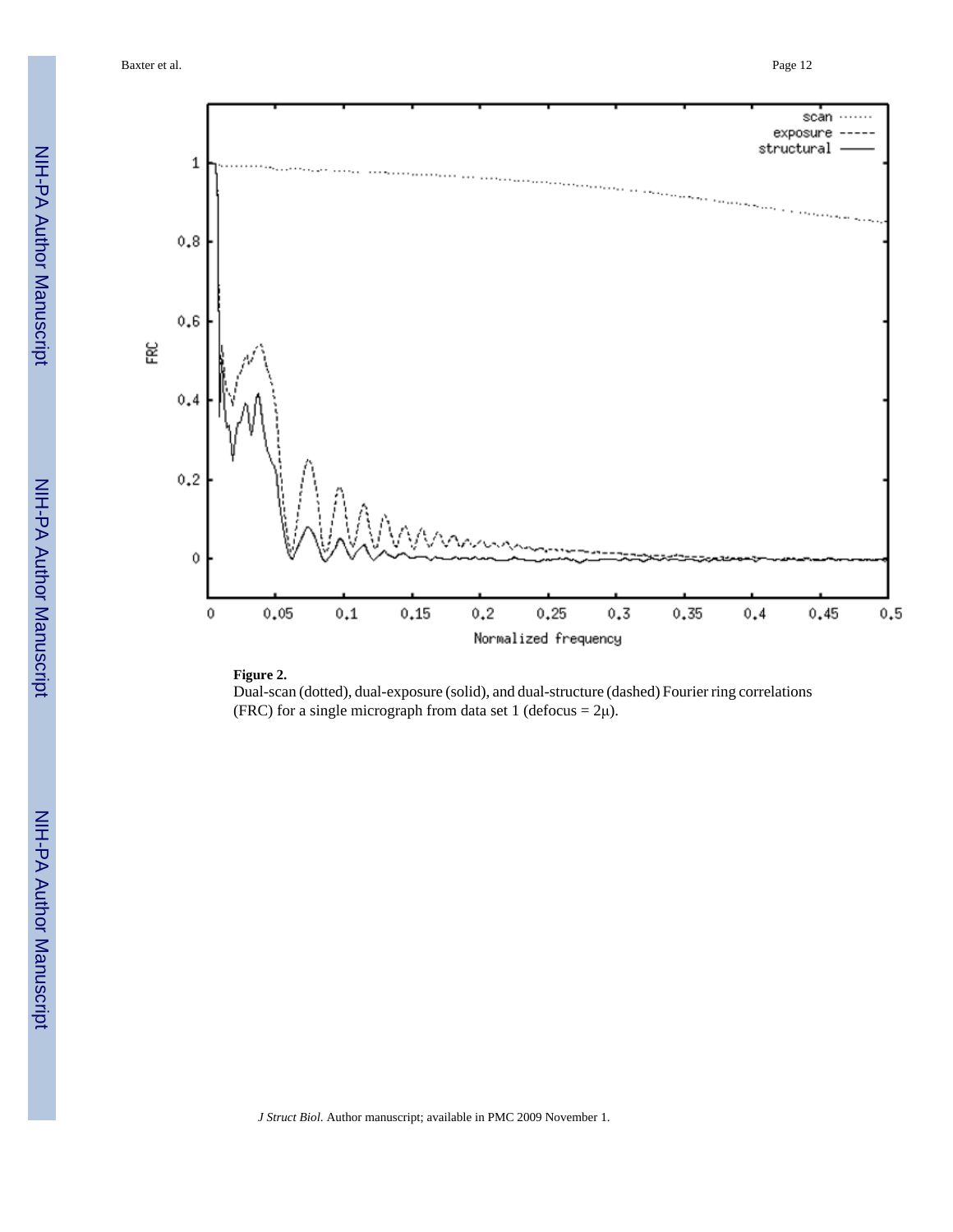**Figure 2.**

Dual-scan (dotted), dual-exposure (solid), and dual-structure (dashed) Fourier ring correlations (FRC) for a single micrograph from data set 1 (defocus = 2μ).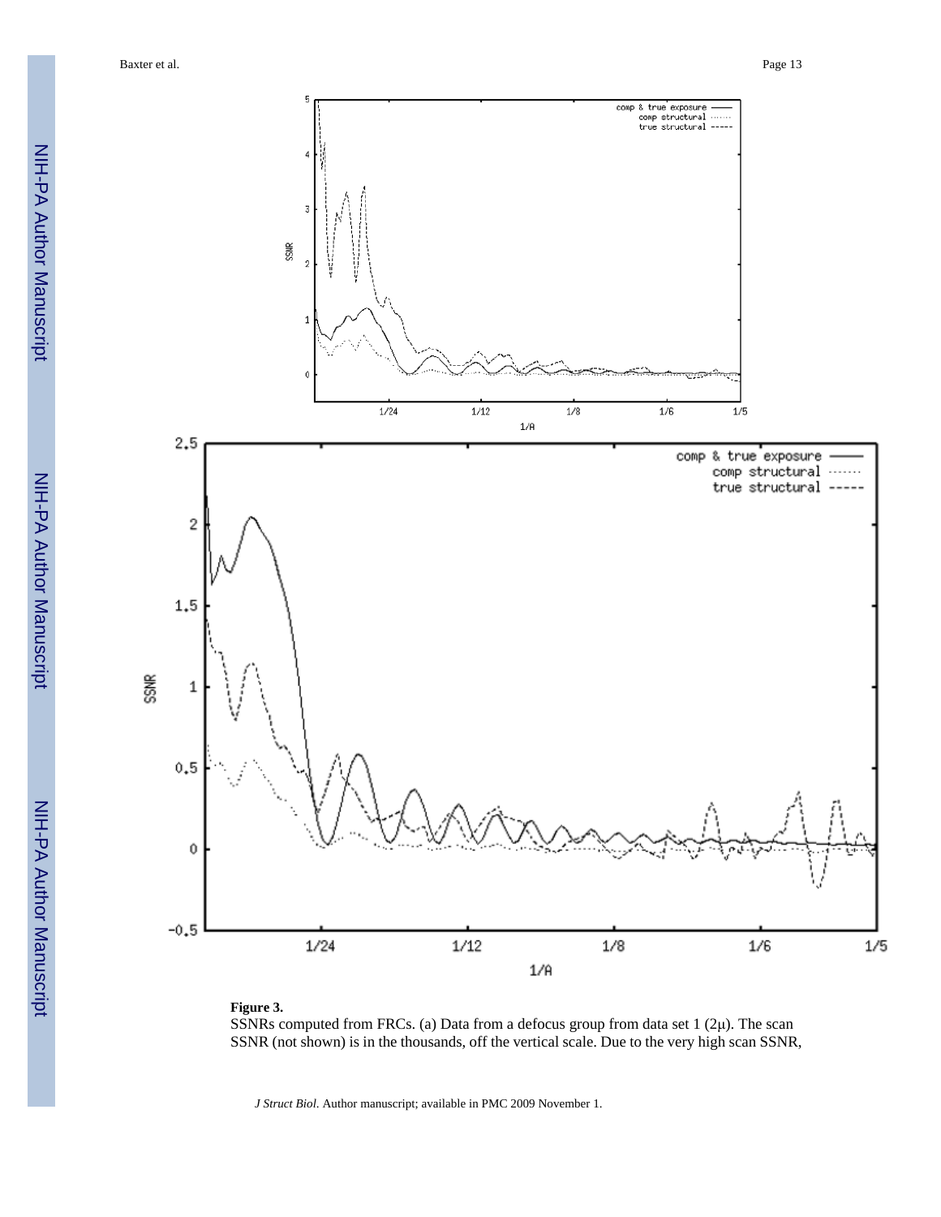**Figure 3.**

SSNRs computed from FRCs. (a) Data from a defocus group from data set 1 (2μ). The scan SSNR (not shown) is in the thousands, off the vertical scale. Due to the very high scan SSNR,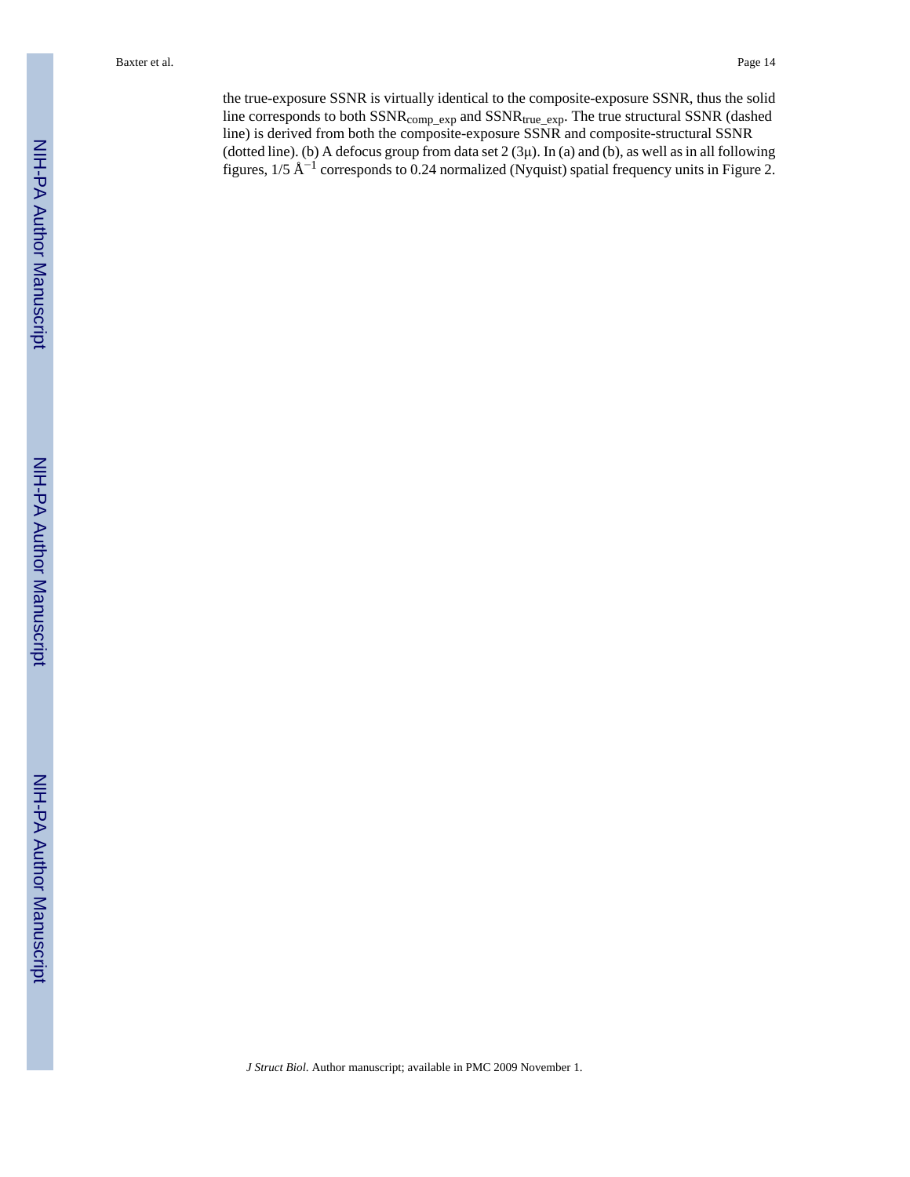the true-exposure SSNR is virtually identical to the composite-exposure SSNR, thus the solid line corresponds to both $SSNR_{comp\_exp}$ and $SSNR_{true\_exp}$. The true structural SSNR (dashed line) is derived from both the composite-exposure SSNR and composite-structural SSNR (dotted line). (b) A defocus group from data set 2 (3μ). In (a) and (b), as well as in all following figures, 1/5 $Å^{-1}$ corresponds to 0.24 normalized (Nyquist) spatial frequency units in Figure 2.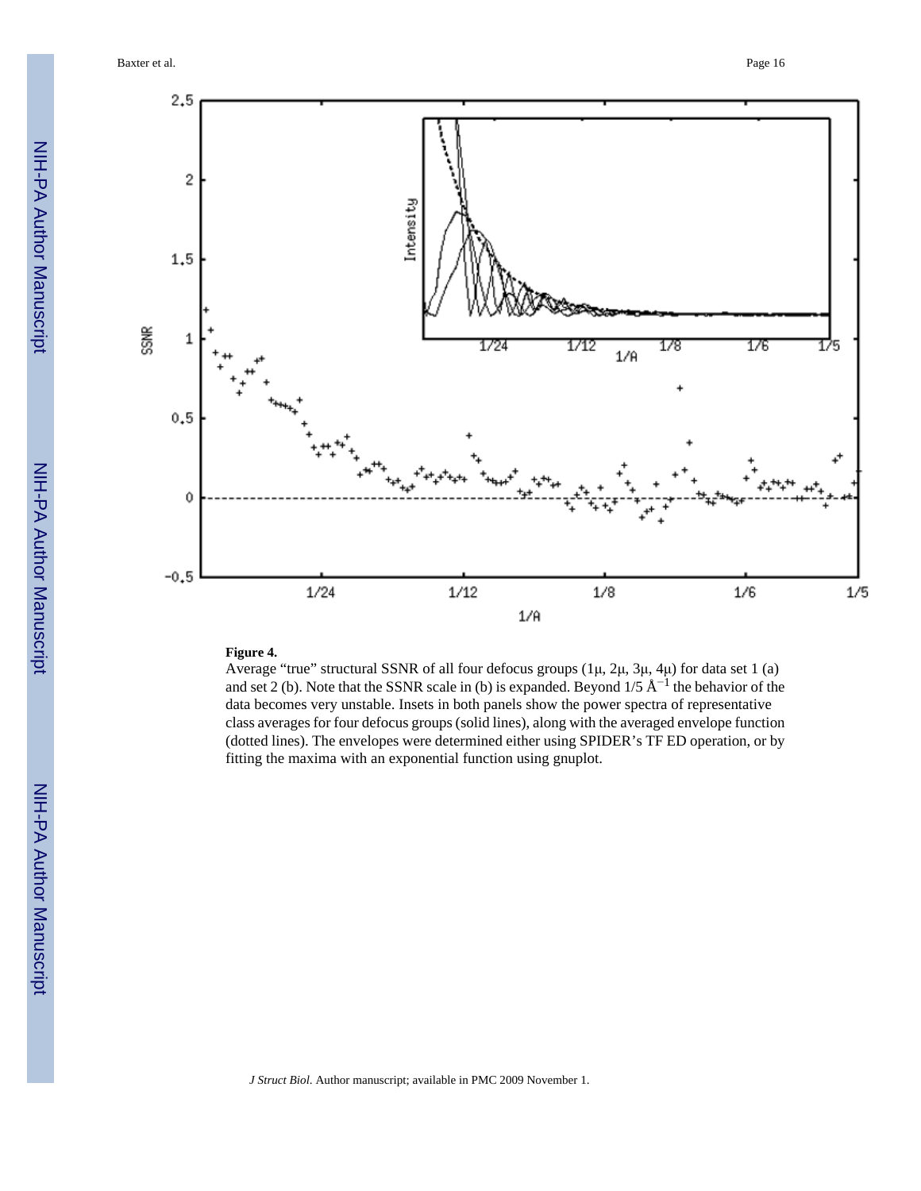**Figure 4.**

Average “true” structural SSNR of all four defocus groups (1μ, 2μ, 3μ, 4μ) for data set 1 (a) and set 2 (b). Note that the SSNR scale in (b) is expanded. Beyond 1/5 $Å^{-1}$ the behavior of the data becomes very unstable. Insets in both panels show the power spectra of representative class averages for four defocus groups (solid lines), along with the averaged envelope function (dotted lines). The envelopes were determined either using SPIDER’s TF ED operation, or by fitting the maxima with an exponential function using gnuplot.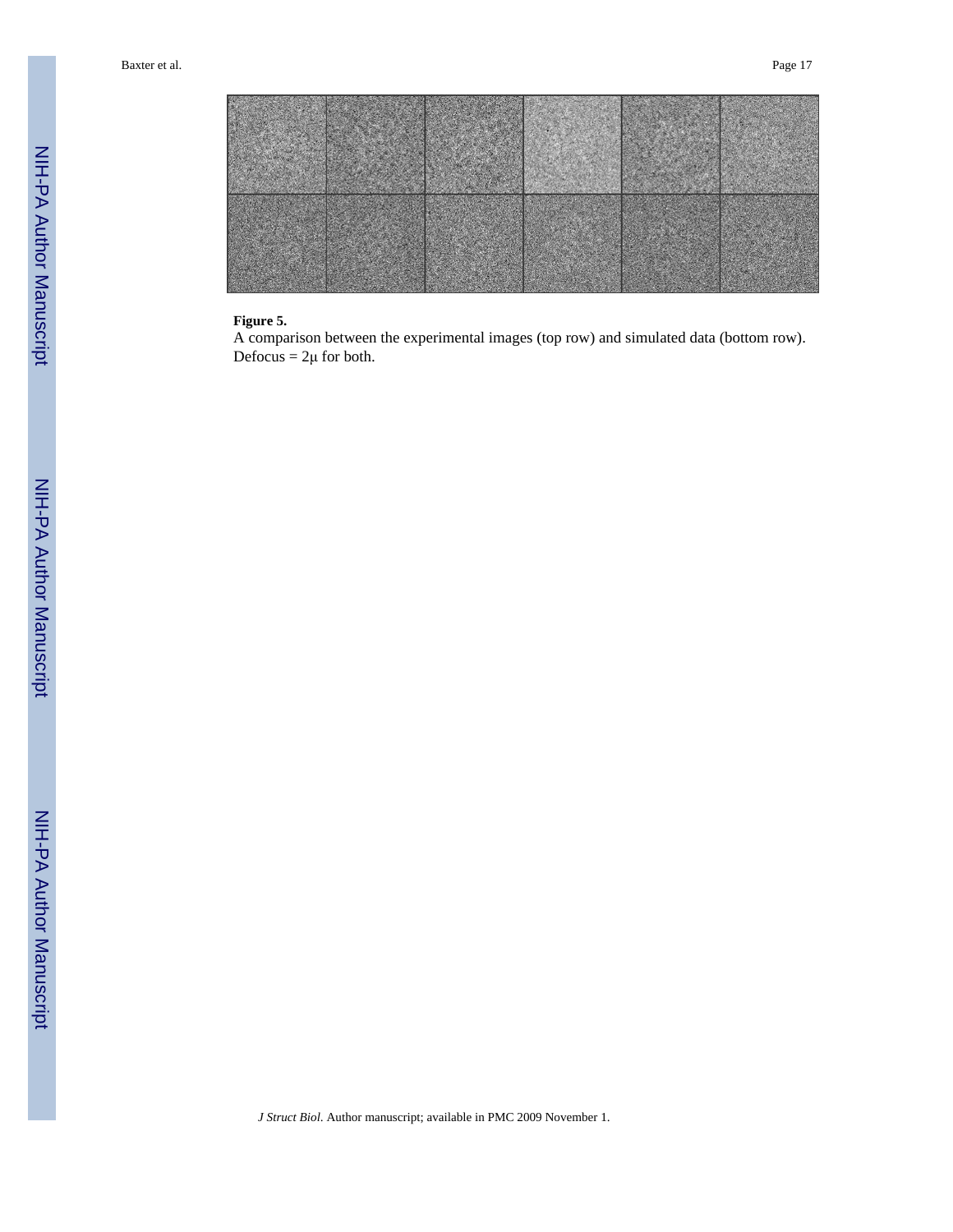**Figure 5.**

A comparison between the experimental images (top row) and simulated data (bottom row). Defocus = 2μ for both.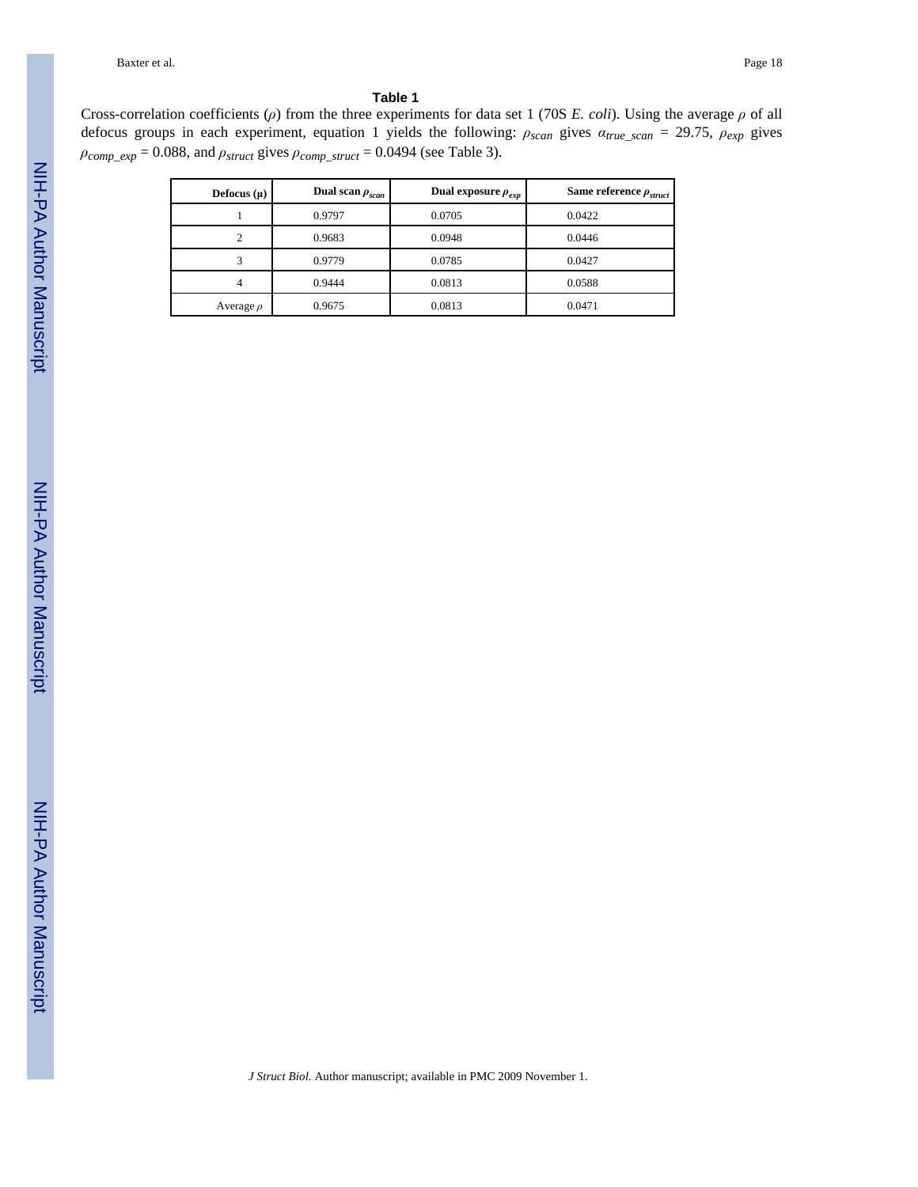### Table 1

Cross-correlation coefficients ($\rho$) from the three experiments for data set 1 (70S *E. coli*). Using the average $\rho$ of all defocus groups in each experiment, equation 1 yields the following: $\rho_{scan}$ gives $\alpha_{true\_scan}$ = 29.75, $\rho_{exp}$ gives $\rho_{comp\_exp}$ = 0.088, and $\rho_{struct}$ gives $\rho_{comp\_struct}$ = 0.0494 (see Table 3).

| Defocus (μ) | Dual scan $\rho_{scan}$ | Dual exposure $\rho_{exp}$ | Same reference $\rho_{struct}$ |
|---|---|---|---|
| 1 | 0.9797 | 0.0705 | 0.0422 |
| 2 | 0.9683 | 0.0948 | 0.0446 |
| 3 | 0.9779 | 0.0785 | 0.0427 |
| 4 | 0.9444 | 0.0813 | 0.0588 |
| Average $\rho$ | 0.9675 | 0.0813 | 0.0471 |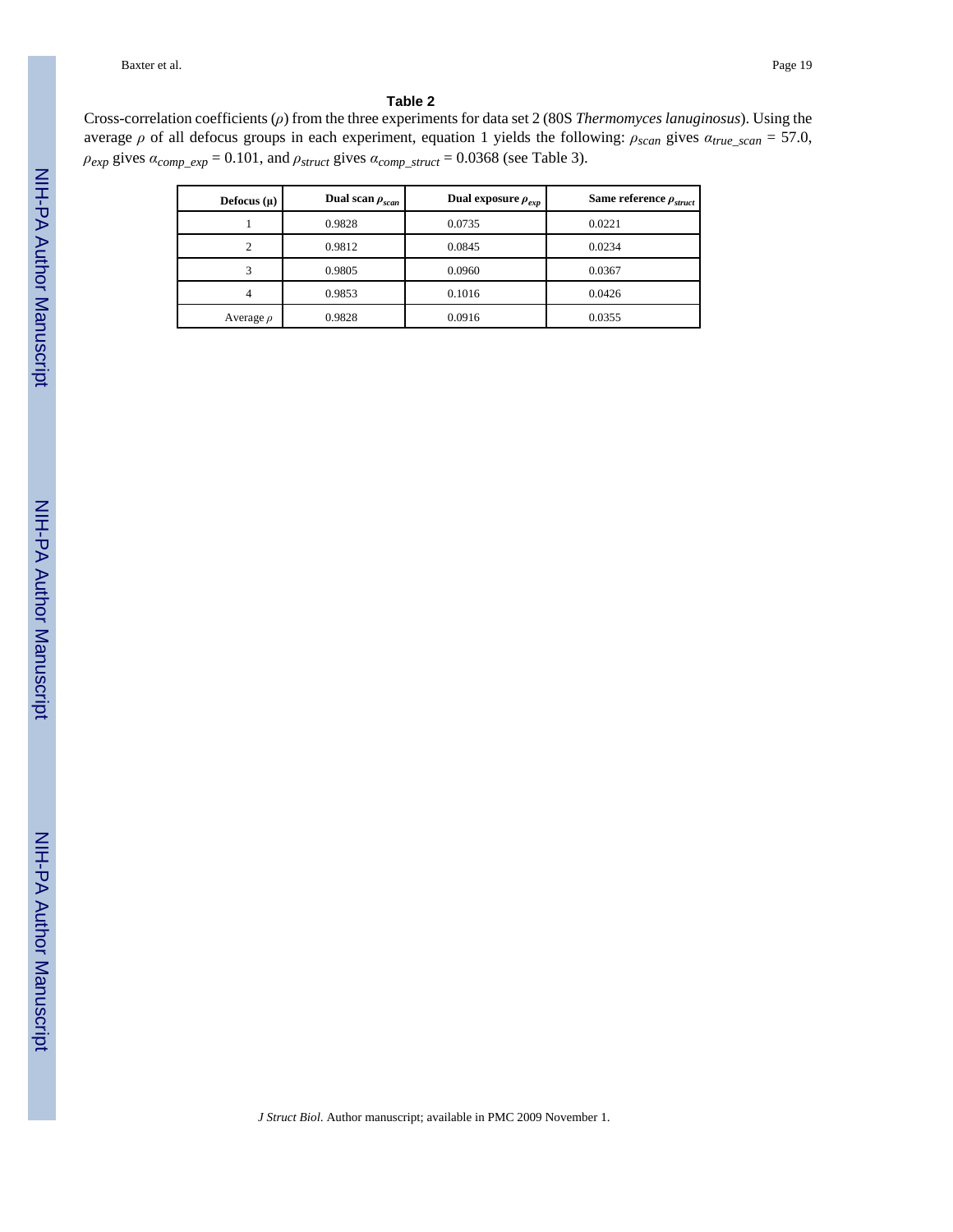### Table 2

Cross-correlation coefficients ($\rho$) from the three experiments for data set 2 (80S *Thermomyces lanuginosus*). Using the average $\rho$ of all defocus groups in each experiment, equation 1 yields the following: $\rho_{scan}$ gives $\alpha_{true\_scan} = 57.0$, $\rho_{exp}$ gives $\alpha_{comp\_exp} = 0.101$, and $\rho_{struct}$ gives $\alpha_{comp\_struct} = 0.0368$ (see Table 3).

| Defocus (μ) | Dual scan $\rho_{scan}$ | Dual exposure $\rho_{exp}$ | Same reference $\rho_{struct}$ |
|---|---|---|---|
| 1 | 0.9828 | 0.0735 | 0.0221 |
| 2 | 0.9812 | 0.0845 | 0.0234 |
| 3 | 0.9805 | 0.0960 | 0.0367 |
| 4 | 0.9853 | 0.1016 | 0.0426 |
| Average $\rho$ | 0.9828 | 0.0916 | 0.0355 |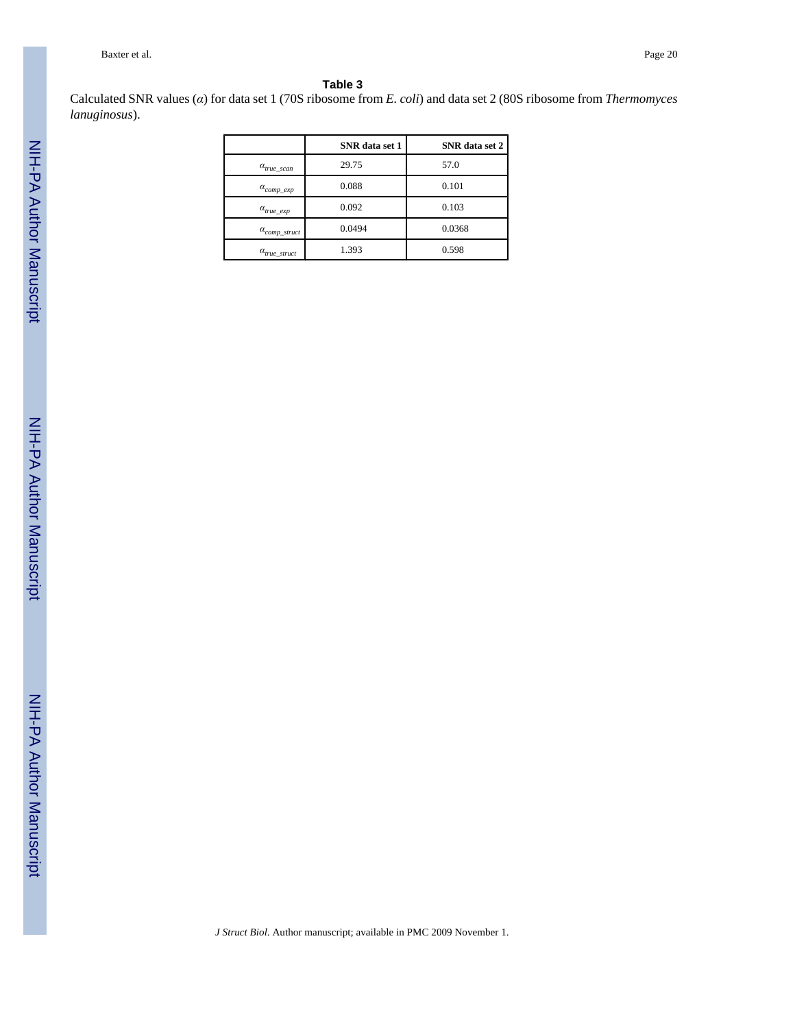**Table 3**

Calculated SNR values ($\alpha$) for data set 1 (70S ribosome from *E. coli*) and data set 2 (80S ribosome from *Thermomyces lanuginosus*).

| | SNR data set 1 | SNR data set 2 |
|---|---|---|
| $\alpha_{true\_scan}$ | 29.75 | 57.0 |
| $\alpha_{comp\_exp}$ | 0.088 | 0.101 |
| $\alpha_{true\_exp}$ | 0.092 | 0.103 |
| $\alpha_{comp\_struct}$ | 0.0494 | 0.0368 |
| $\alpha_{true\_struct}$ | 1.393 | 0.598 |